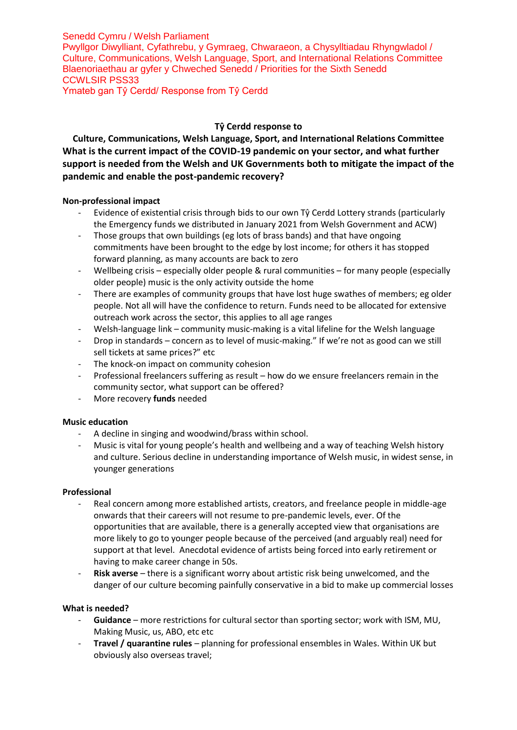Senedd Cymru / Welsh Parliament
Pwyllgor Diwylliant, Cyfathrebu, y Gymraeg, Chwaraeon, a Chysylltiadau Rhyngwladol / Culture, Communications, Welsh Language, Sport, and International Relations Committee
Blaenoriaethau ar gyfer y Chweched Senedd / Priorities for the Sixth Senedd
CCWLSIR PSS33
Ymateb gan Tŷ Cerdd/ Response from Tŷ Cerdd

**Tŷ Cerdd response to**

**Culture, Communications, Welsh Language, Sport, and International Relations Committee**

**What is the current impact of the COVID-19 pandemic on your sector, and what further support is needed from the Welsh and UK Governments both to mitigate the impact of the pandemic and enable the post-pandemic recovery?**

**Non-professional impact**

- Evidence of existential crisis through bids to our own Tŷ Cerdd Lottery strands (particularly the Emergency funds we distributed in January 2021 from Welsh Government and ACW)
- Those groups that own buildings (eg lots of brass bands) and that have ongoing commitments have been brought to the edge by lost income; for others it has stopped forward planning, as many accounts are back to zero
- Wellbeing crisis – especially older people & rural communities – for many people (especially older people) music is the only activity outside the home
- There are examples of community groups that have lost huge swathes of members; eg older people. Not all will have the confidence to return. Funds need to be allocated for extensive outreach work across the sector, this applies to all age ranges
- Welsh-language link – community music-making is a vital lifeline for the Welsh language
- Drop in standards – concern as to level of music-making." If we're not as good can we still sell tickets at same prices?" etc
- The knock-on impact on community cohesion
- Professional freelancers suffering as result – how do we ensure freelancers remain in the community sector, what support can be offered?
- More recovery **funds** needed

**Music education**

- A decline in singing and woodwind/brass within school.
- Music is vital for young people's health and wellbeing and a way of teaching Welsh history and culture. Serious decline in understanding importance of Welsh music, in widest sense, in younger generations

**Professional**

- Real concern among more established artists, creators, and freelance people in middle-age onwards that their careers will not resume to pre-pandemic levels, ever. Of the opportunities that are available, there is a generally accepted view that organisations are more likely to go to younger people because of the perceived (and arguably real) need for support at that level. Anecdotal evidence of artists being forced into early retirement or having to make career change in 50s.
- **Risk averse** – there is a significant worry about artistic risk being unwelcomed, and the danger of our culture becoming painfully conservative in a bid to make up commercial losses

**What is needed?**

- **Guidance** – more restrictions for cultural sector than sporting sector; work with ISM, MU, Making Music, us, ABO, etc etc
- **Travel / quarantine rules** – planning for professional ensembles in Wales. Within UK but obviously also overseas travel;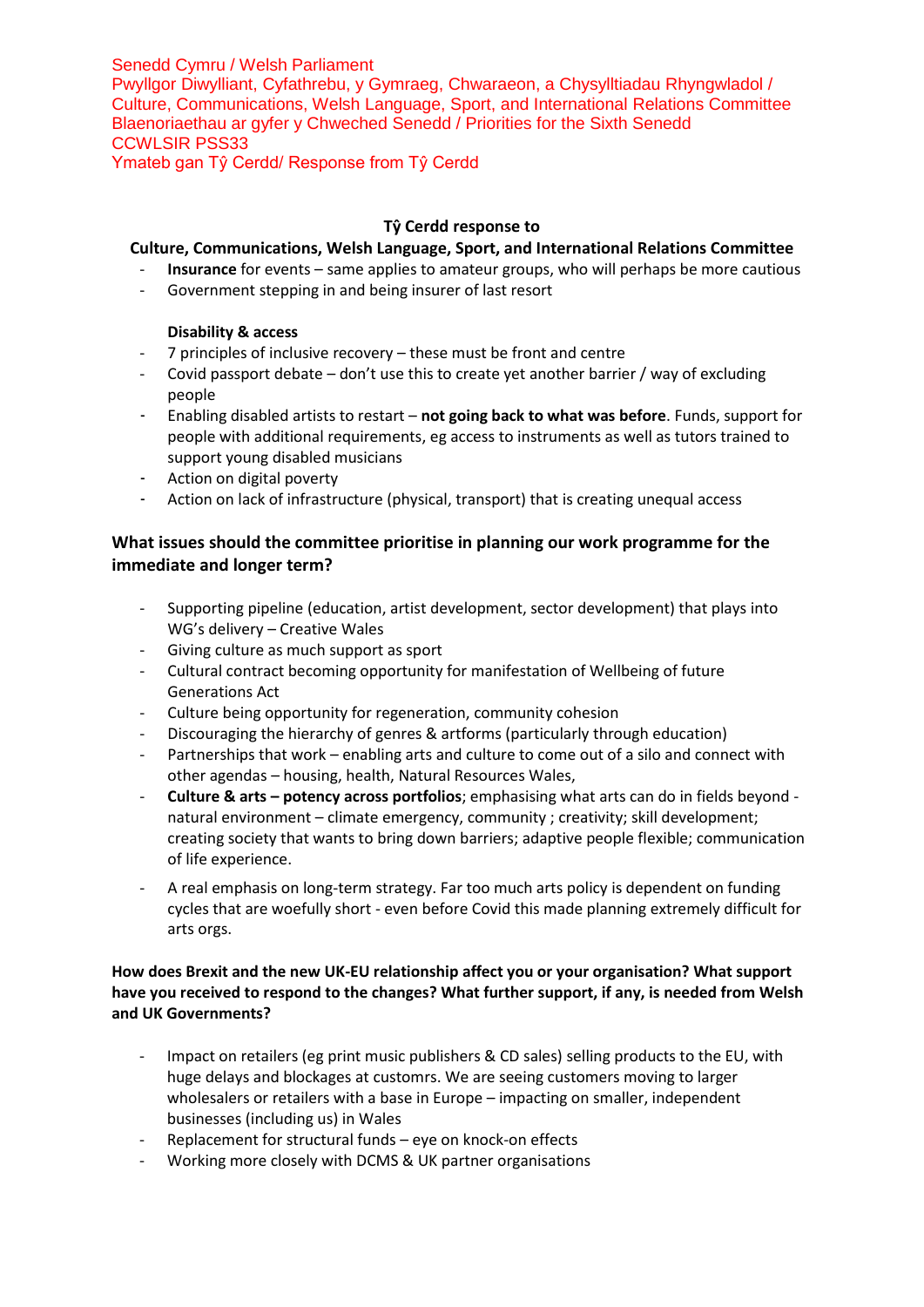Senedd Cymru / Welsh Parliament
Pwyllgor Diwylliant, Cyfathrebu, y Gymraeg, Chwaraeon, a Chysylltiadau Rhyngwladol / Culture, Communications, Welsh Language, Sport, and International Relations Committee
Blaenoriaethau ar gyfer y Chweched Senedd / Priorities for the Sixth Senedd
CCWLSIR PSS33
Ymateb gan Tŷ Cerdd/ Response from Tŷ Cerdd

**Tŷ Cerdd response to**
**Culture, Communications, Welsh Language, Sport, and International Relations Committee**

- **Insurance** for events – same applies to amateur groups, who will perhaps be more cautious
- Government stepping in and being insurer of last resort

**Disability & access**

- 7 principles of inclusive recovery – these must be front and centre
- Covid passport debate – don't use this to create yet another barrier / way of excluding people
- Enabling disabled artists to restart – **not going back to what was before**. Funds, support for people with additional requirements, eg access to instruments as well as tutors trained to support young disabled musicians
- Action on digital poverty
- Action on lack of infrastructure (physical, transport) that is creating unequal access

### What issues should the committee prioritise in planning our work programme for the immediate and longer term?

- Supporting pipeline (education, artist development, sector development) that plays into WG's delivery – Creative Wales
- Giving culture as much support as sport
- Cultural contract becoming opportunity for manifestation of Wellbeing of future Generations Act
- Culture being opportunity for regeneration, community cohesion
- Discouraging the hierarchy of genres & artforms (particularly through education)
- Partnerships that work – enabling arts and culture to come out of a silo and connect with other agendas – housing, health, Natural Resources Wales,
- **Culture & arts – potency across portfolios**; emphasising what arts can do in fields beyond - natural environment – climate emergency, community ; creativity; skill development; creating society that wants to bring down barriers; adaptive people flexible; communication of life experience.
- A real emphasis on long-term strategy. Far too much arts policy is dependent on funding cycles that are woefully short - even before Covid this made planning extremely difficult for arts orgs.

**How does Brexit and the new UK-EU relationship affect you or your organisation? What support have you received to respond to the changes? What further support, if any, is needed from Welsh and UK Governments?**

- Impact on retailers (eg print music publishers & CD sales) selling products to the EU, with huge delays and blockages at customrs. We are seeing customers moving to larger wholesalers or retailers with a base in Europe – impacting on smaller, independent businesses (including us) in Wales
- Replacement for structural funds – eye on knock-on effects
- Working more closely with DCMS & UK partner organisations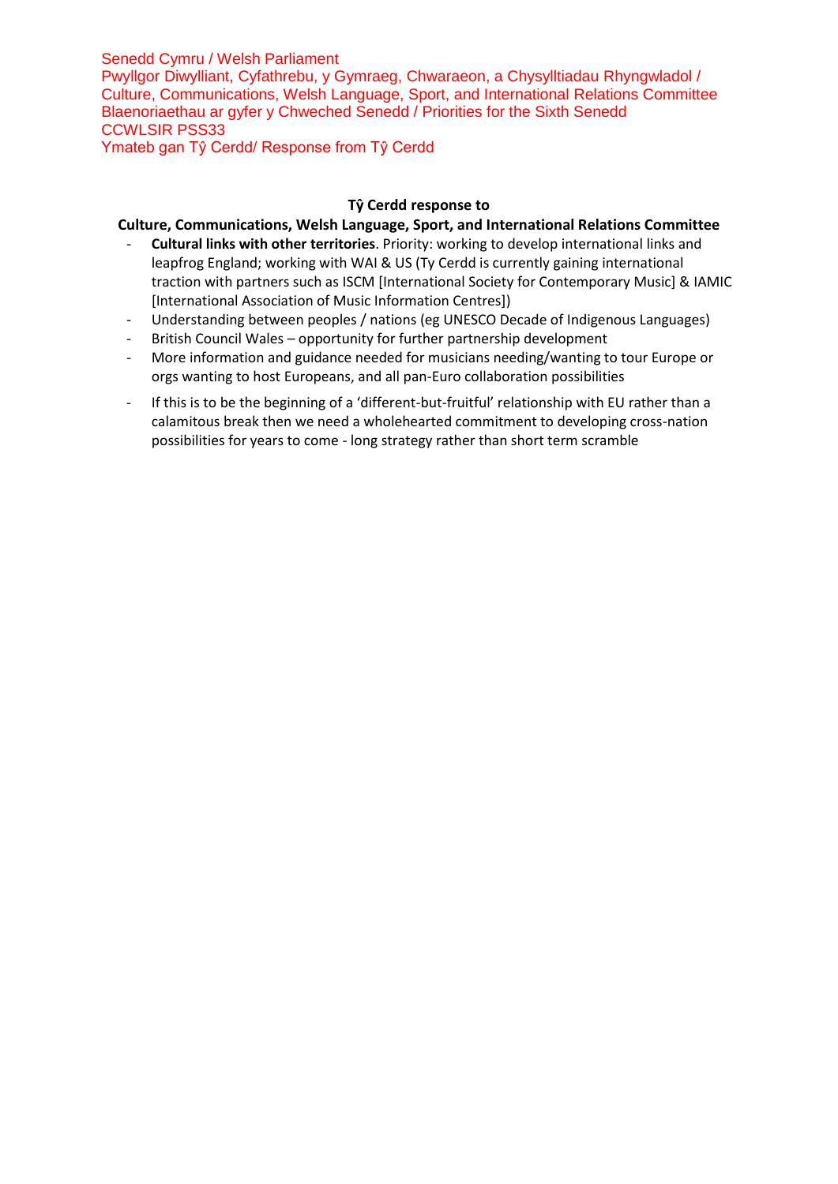Senedd Cymru / Welsh Parliament
Pwyllgor Diwylliant, Cyfathrebu, y Gymraeg, Chwaraeon, a Chysylltiadau Rhyngwladol / Culture, Communications, Welsh Language, Sport, and International Relations Committee
Blaenoriaethau ar gyfer y Chweched Senedd / Priorities for the Sixth Senedd
CCWLSIR PSS33
Ymateb gan Tŷ Cerdd/ Response from Tŷ Cerdd

**Tŷ Cerdd response to**

**Culture, Communications, Welsh Language, Sport, and International Relations Committee**

- **Cultural links with other territories**. Priority: working to develop international links and leapfrog England; working with WAI & US (Ty Cerdd is currently gaining international traction with partners such as ISCM [International Society for Contemporary Music] & IAMIC [International Association of Music Information Centres])
- Understanding between peoples / nations (eg UNESCO Decade of Indigenous Languages)
- British Council Wales – opportunity for further partnership development
- More information and guidance needed for musicians needing/wanting to tour Europe or orgs wanting to host Europeans, and all pan-Euro collaboration possibilities
- If this is to be the beginning of a 'different-but-fruitful' relationship with EU rather than a calamitous break then we need a wholehearted commitment to developing cross-nation possibilities for years to come - long strategy rather than short term scramble